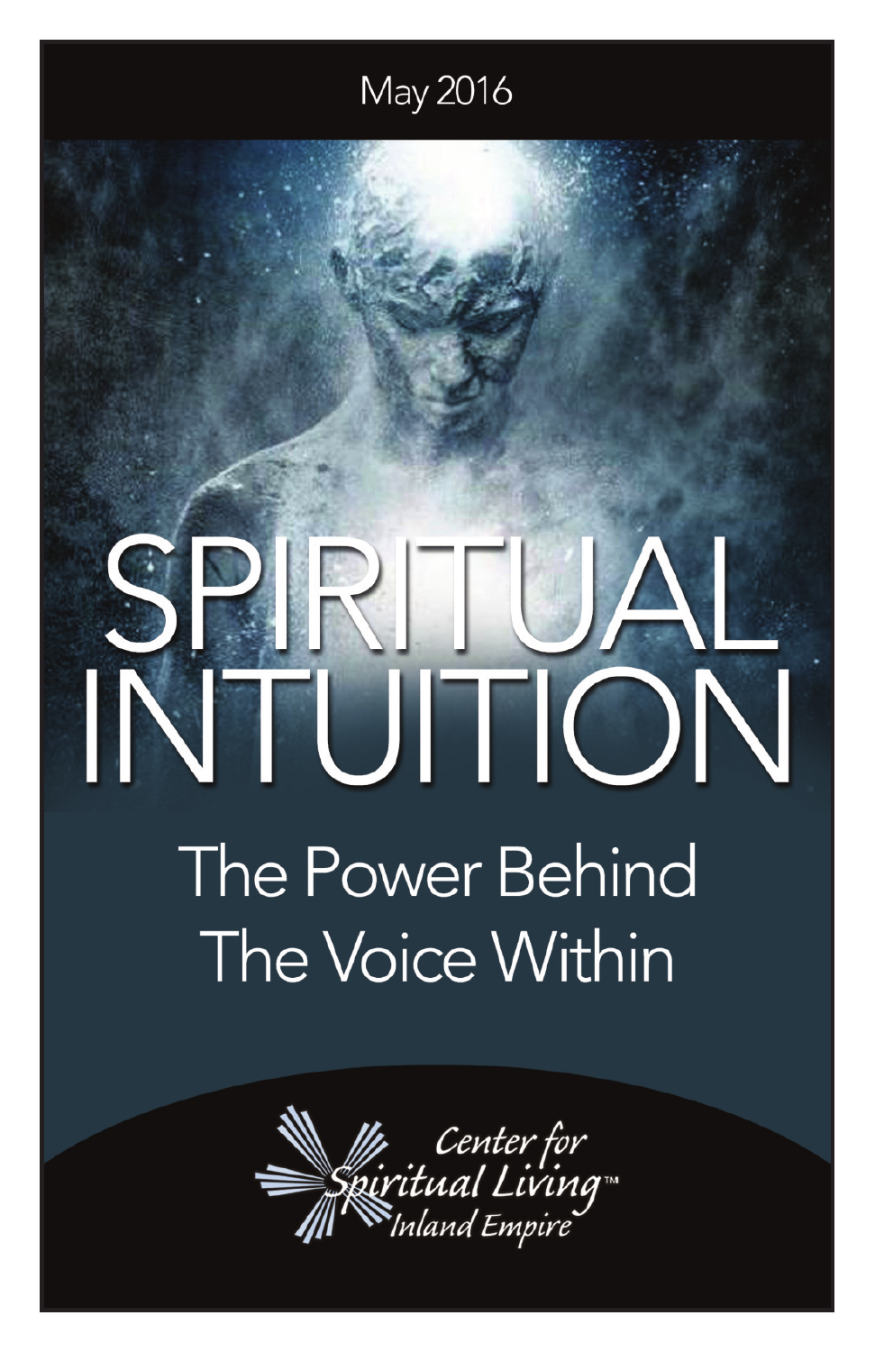May 2016

# SPIRITUAL INTUITION

## The Power Behind The Voice Within

Center for Spiritual Living™ Inland Empire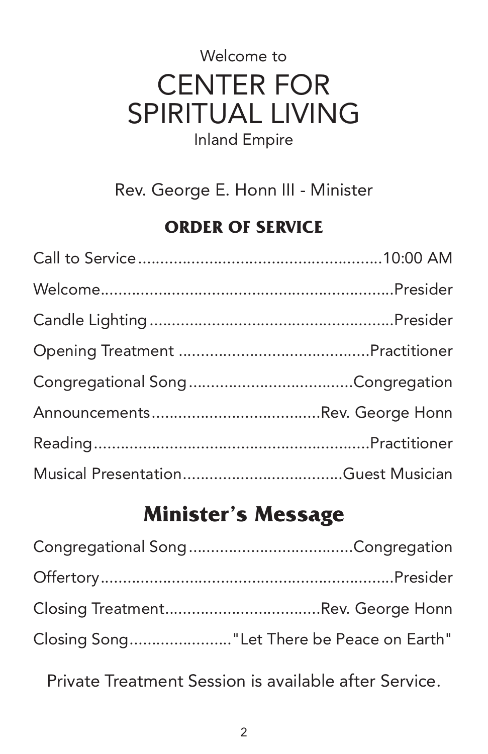Welcome to

# CENTER FOR SPIRITUAL LIVING

Inland Empire

Rev. George E. Honn III - Minister

## ORDER OF SERVICE

Call to Service........................................................10:00 AM

Welcome...................................................................Presider

Candle Lighting ........................................................Presider

Opening Treatment ...........................................Practitioner

Congregational Song ....................................Congregation

Announcements.......................................Rev. George Honn

Reading..............................................................Practitioner

Musical Presentation....................................Guest Musician

## Minister's Message

Congregational Song ....................................Congregation

Offertory...................................................................Presider

Closing Treatment...................................Rev. George Honn

Closing Song......................."Let There be Peace on Earth"

Private Treatment Session is available after Service.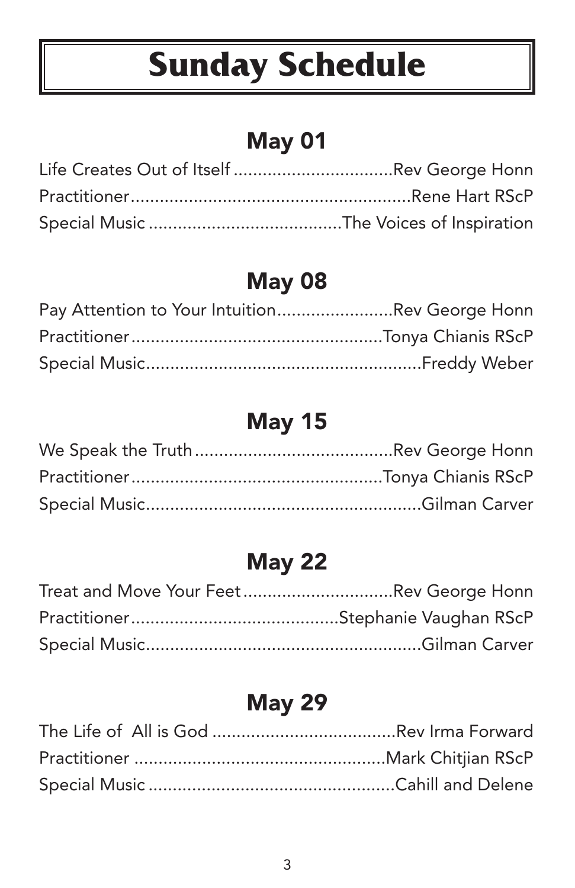# Sunday Schedule

## May 01

Life Creates Out of Itself ................................Rev George Honn
Practitioner........................................................Rene Hart RScP
Special Music ......................................The Voices of Inspiration

## May 08

Pay Attention to Your Intuition.......................Rev George Honn
Practitioner..................................................Tonya Chianis RScP
Special Music........................................................Freddy Weber

## May 15

We Speak the Truth........................................Rev George Honn
Practitioner..................................................Tonya Chianis RScP
Special Music........................................................Gilman Carver

## May 22

Treat and Move Your Feet..............................Rev George Honn
Practitioner..........................................Stephanie Vaughan RScP
Special Music........................................................Gilman Carver

## May 29

The Life of All is God .....................................Rev Irma Forward
Practitioner ...................................................Mark Chitjian RScP
Special Music ..................................................Cahill and Delene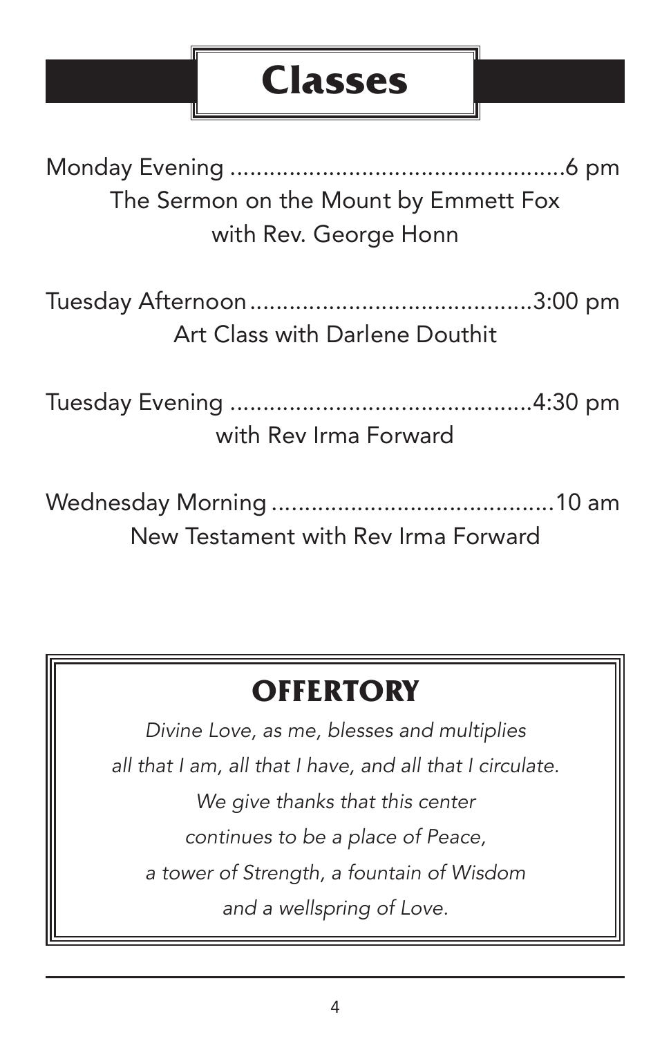# Classes

Monday Evening ....................................................6 pm
The Sermon on the Mount by Emmett Fox
with Rev. George Honn

Tuesday Afternoon..........................................3:00 pm
Art Class with Darlene Douthit

Tuesday Evening .............................................4:30 pm
with Rev Irma Forward

Wednesday Morning ..........................................10 am
New Testament with Rev Irma Forward

## OFFERTORY

*Divine Love, as me, blesses and multiplies*
*all that I am, all that I have, and all that I circulate.*
*We give thanks that this center*
*continues to be a place of Peace,*
*a tower of Strength, a fountain of Wisdom*
*and a wellspring of Love.*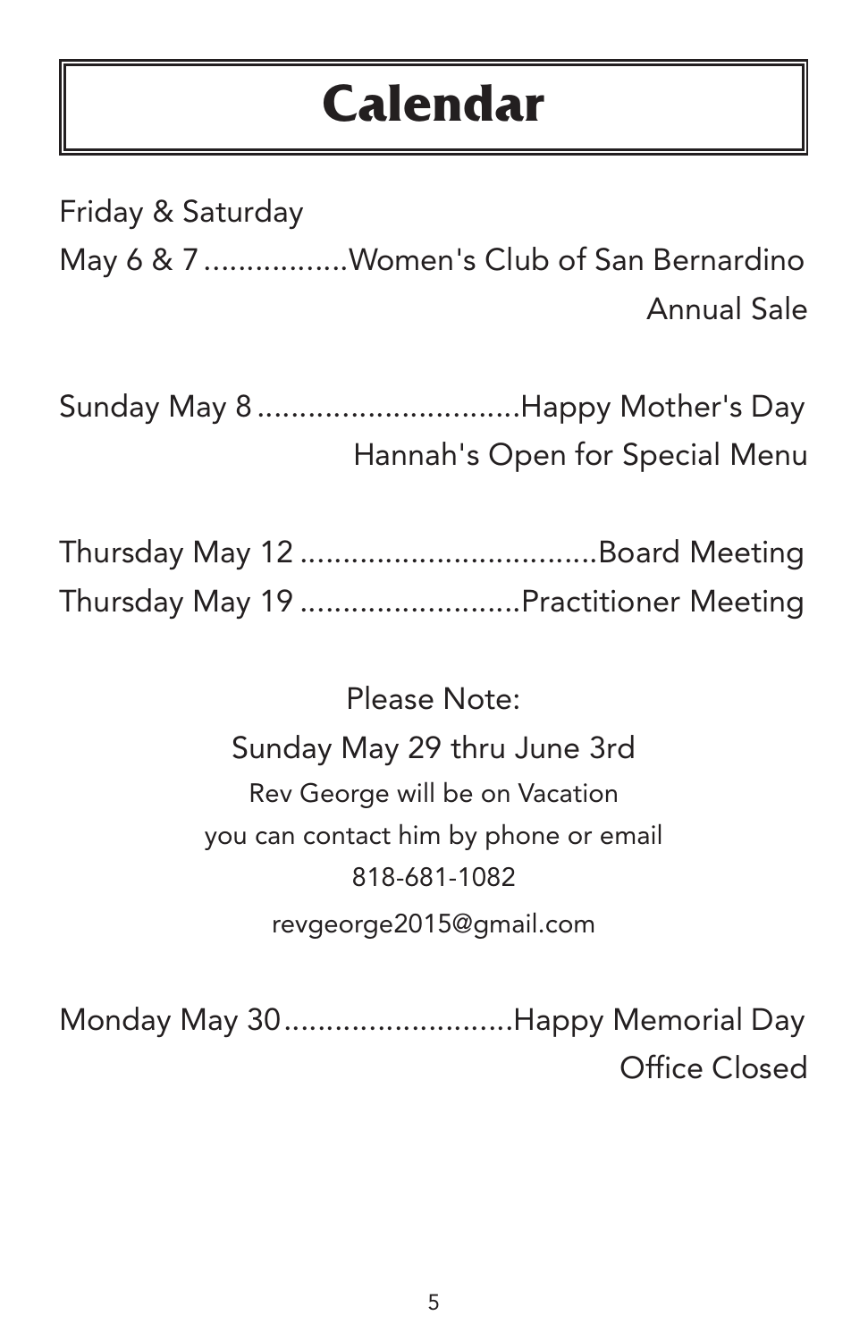# Calendar

Friday & Saturday  
May 6 & 7 .................Women's Club of San Bernardino  
Annual Sale

Sunday May 8 ...............................Happy Mother's Day  
Hannah's Open for Special Menu

Thursday May 12 ..................................Board Meeting  
Thursday May 19 ..........................Practitioner Meeting

Please Note:  
Sunday May 29 thru June 3rd  
Rev George will be on Vacation  
you can contact him by phone or email  
818-681-1082  
revgeorge2015@gmail.com

Monday May 30...........................Happy Memorial Day  
Office Closed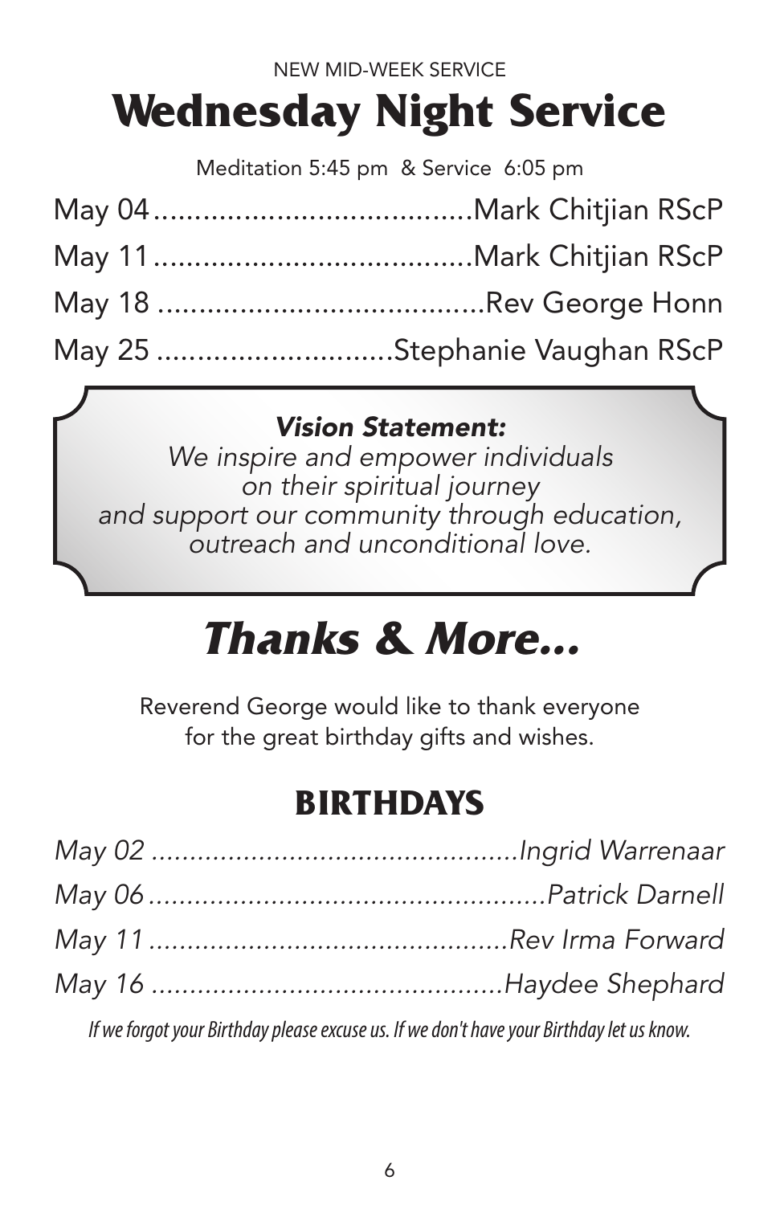NEW MID-WEEK SERVICE

# Wednesday Night Service

Meditation 5:45 pm & Service 6:05 pm

May 04 ....................................... Mark Chitjian RScP
May 11 ....................................... Mark Chitjian RScP
May 18 ....................................... Rev George Honn
May 25 ............................ Stephanie Vaughan RScP

***Vision Statement:***
*We inspire and empower individuals on their spiritual journey and support our community through education, outreach and unconditional love.*

# *Thanks & More...*

Reverend George would like to thank everyone for the great birthday gifts and wishes.

## BIRTHDAYS

*May 02 ............................................... Ingrid Warrenaar*
*May 06 ................................................... Patrick Darnell*
*May 11 ............................................... Rev Irma Forward*
*May 16 .............................................. Haydee Shephard*

*If we forgot your Birthday please excuse us. If we don't have your Birthday let us know.*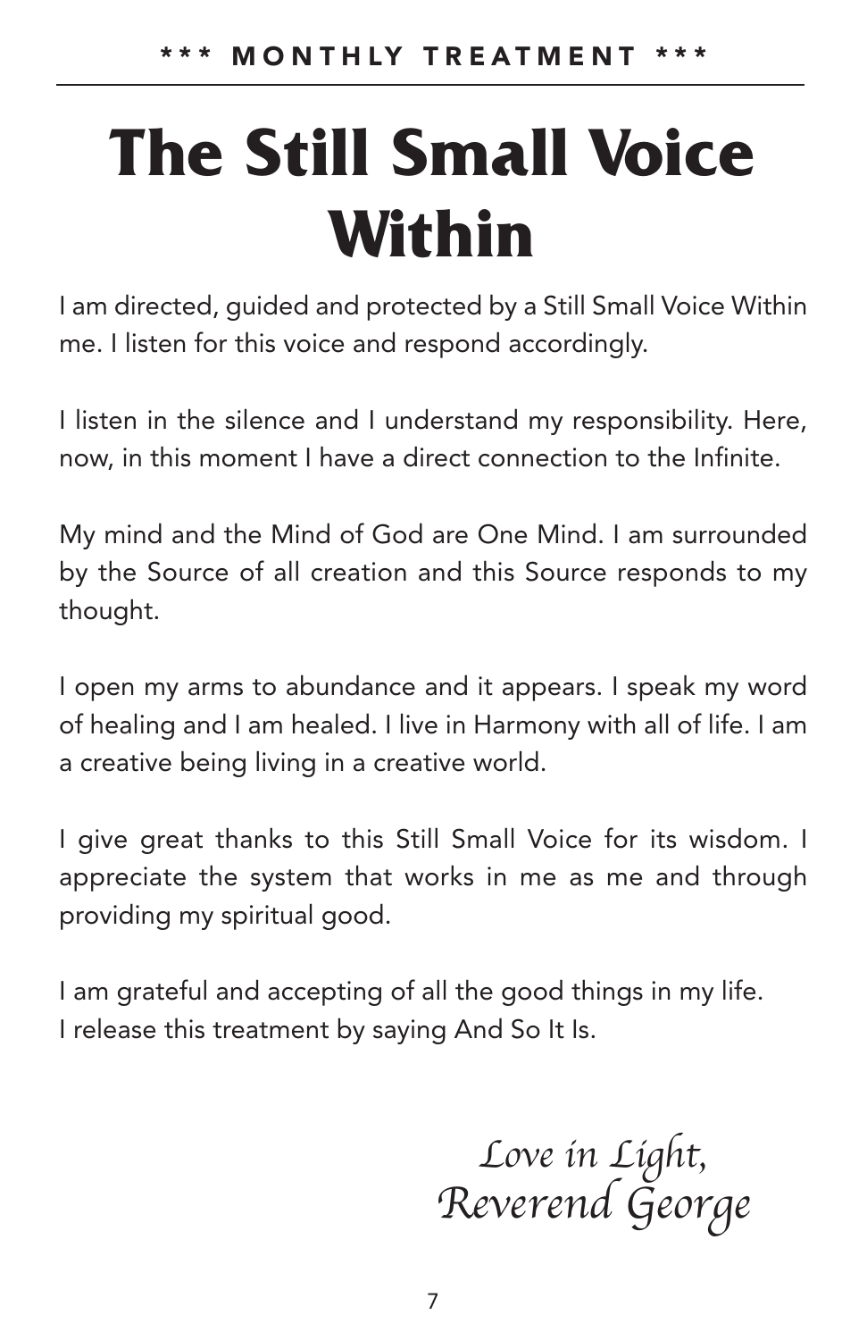*** MONTHLY TREATMENT ***

# The Still Small Voice Within

I am directed, guided and protected by a Still Small Voice Within me. I listen for this voice and respond accordingly.

I listen in the silence and I understand my responsibility. Here, now, in this moment I have a direct connection to the Infinite.

My mind and the Mind of God are One Mind. I am surrounded by the Source of all creation and this Source responds to my thought.

I open my arms to abundance and it appears. I speak my word of healing and I am healed. I live in Harmony with all of life. I am a creative being living in a creative world.

I give great thanks to this Still Small Voice for its wisdom. I appreciate the system that works in me as me and through providing my spiritual good.

I am grateful and accepting of all the good things in my life.
I release this treatment by saying And So It Is.

*Love in Light,*
*Reverend George*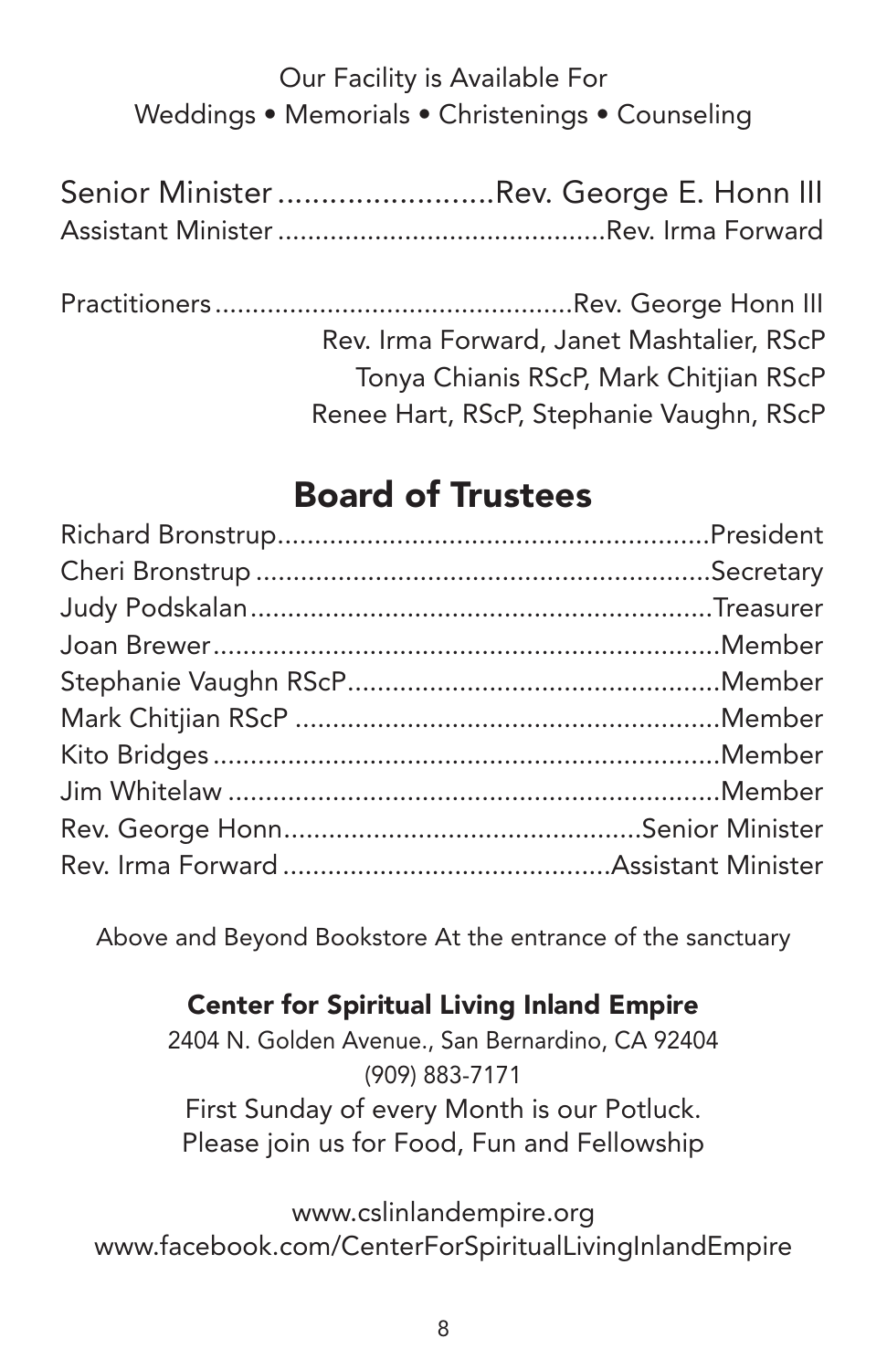Our Facility is Available For
Weddings • Memorials • Christenings • Counseling

Senior Minister .........................Rev. George E. Honn III
Assistant Minister ...........................................Rev. Irma Forward

Practitioners................................................Rev. George Honn III
Rev. Irma Forward, Janet Mashtalier, RScP
Tonya Chianis RScP, Mark Chitjian RScP
Renee Hart, RScP, Stephanie Vaughn, RScP

## Board of Trustees

Richard Bronstrup.........................................................President
Cheri Bronstrup ............................................................Secretary
Judy Podskalan.............................................................Treasurer
Joan Brewer...................................................................Member
Stephanie Vaughn RScP.................................................Member
Mark Chitjian RScP ........................................................Member
Kito Bridges...................................................................Member
Jim Whitelaw .................................................................Member
Rev. George Honn..............................................Senior Minister
Rev. Irma Forward ...........................................Assistant Minister

Above and Beyond Bookstore At the entrance of the sanctuary

**Center for Spiritual Living Inland Empire**
2404 N. Golden Avenue., San Bernardino, CA 92404
(909) 883-7171
First Sunday of every Month is our Potluck.
Please join us for Food, Fun and Fellowship

www.cslinlandempire.org
www.facebook.com/CenterForSpiritualLivingInlandEmpire